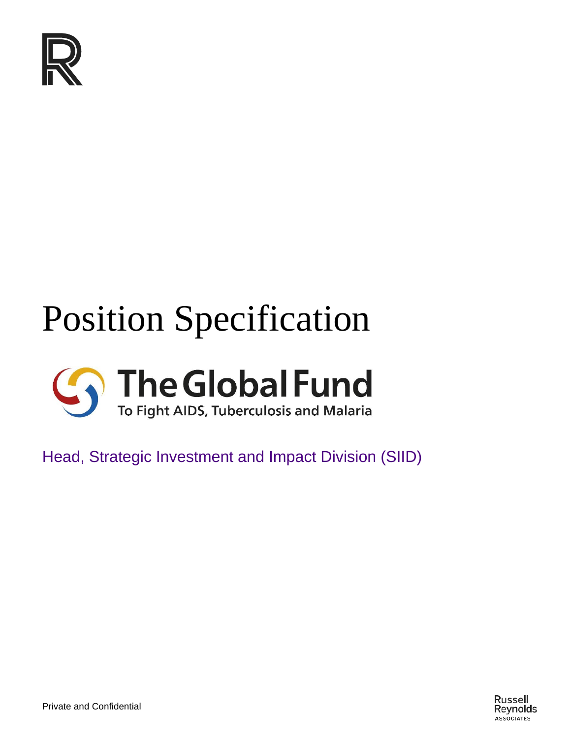# Position Specification

The Global Fund

To Fight AIDS, Tuberculosis and Malaria

## Head, Strategic Investment and Impact Division (SIID)

Private and Confidential

Russell Reynolds Associates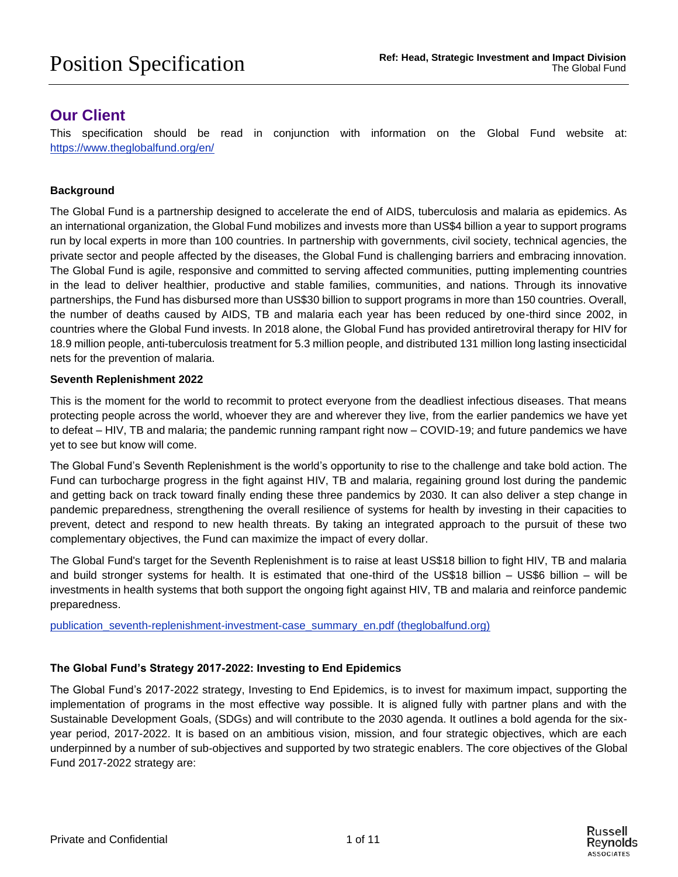# Position Specification

**Ref: Head, Strategic Investment and Impact Division**
The Global Fund

## Our Client

This specification should be read in conjunction with information on the Global Fund website at: [https://www.theglobalfund.org/en/](https://www.theglobalfund.org/en/)

**Background**

The Global Fund is a partnership designed to accelerate the end of AIDS, tuberculosis and malaria as epidemics. As an international organization, the Global Fund mobilizes and invests more than US$4 billion a year to support programs run by local experts in more than 100 countries. In partnership with governments, civil society, technical agencies, the private sector and people affected by the diseases, the Global Fund is challenging barriers and embracing innovation. The Global Fund is agile, responsive and committed to serving affected communities, putting implementing countries in the lead to deliver healthier, productive and stable families, communities, and nations. Through its innovative partnerships, the Fund has disbursed more than US$30 billion to support programs in more than 150 countries. Overall, the number of deaths caused by AIDS, TB and malaria each year has been reduced by one-third since 2002, in countries where the Global Fund invests. In 2018 alone, the Global Fund has provided antiretroviral therapy for HIV for 18.9 million people, anti-tuberculosis treatment for 5.3 million people, and distributed 131 million long lasting insecticidal nets for the prevention of malaria.

**Seventh Replenishment 2022**

This is the moment for the world to recommit to protect everyone from the deadliest infectious diseases. That means protecting people across the world, whoever they are and wherever they live, from the earlier pandemics we have yet to defeat – HIV, TB and malaria; the pandemic running rampant right now – COVID-19; and future pandemics we have yet to see but know will come.

The Global Fund's Seventh Replenishment is the world's opportunity to rise to the challenge and take bold action. The Fund can turbocharge progress in the fight against HIV, TB and malaria, regaining ground lost during the pandemic and getting back on track toward finally ending these three pandemics by 2030. It can also deliver a step change in pandemic preparedness, strengthening the overall resilience of systems for health by investing in their capacities to prevent, detect and respond to new health threats. By taking an integrated approach to the pursuit of these two complementary objectives, the Fund can maximize the impact of every dollar.

The Global Fund's target for the Seventh Replenishment is to raise at least US$18 billion to fight HIV, TB and malaria and build stronger systems for health. It is estimated that one-third of the US$18 billion – US$6 billion – will be investments in health systems that both support the ongoing fight against HIV, TB and malaria and reinforce pandemic preparedness.

[publication_seventh-replenishment-investment-case_summary_en.pdf (theglobalfund.org)](publication_seventh-replenishment-investment-case_summary_en.pdf)

**The Global Fund's Strategy 2017-2022: Investing to End Epidemics**

The Global Fund's 2017-2022 strategy, Investing to End Epidemics, is to invest for maximum impact, supporting the implementation of programs in the most effective way possible. It is aligned fully with partner plans and with the Sustainable Development Goals, (SDGs) and will contribute to the 2030 agenda. It outlines a bold agenda for the six-year period, 2017-2022. It is based on an ambitious vision, mission, and four strategic objectives, which are each underpinned by a number of sub-objectives and supported by two strategic enablers. The core objectives of the Global Fund 2017-2022 strategy are: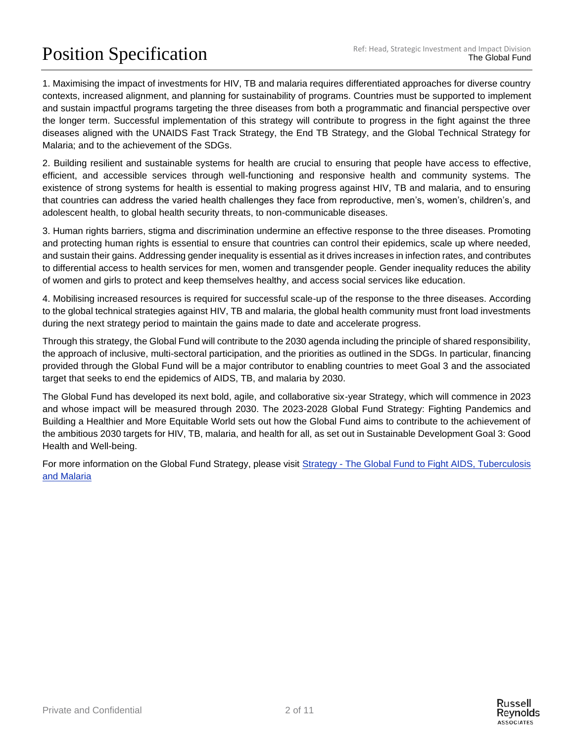1. Maximising the impact of investments for HIV, TB and malaria requires differentiated approaches for diverse country contexts, increased alignment, and planning for sustainability of programs. Countries must be supported to implement and sustain impactful programs targeting the three diseases from both a programmatic and financial perspective over the longer term. Successful implementation of this strategy will contribute to progress in the fight against the three diseases aligned with the UNAIDS Fast Track Strategy, the End TB Strategy, and the Global Technical Strategy for Malaria; and to the achievement of the SDGs.

2. Building resilient and sustainable systems for health are crucial to ensuring that people have access to effective, efficient, and accessible services through well-functioning and responsive health and community systems. The existence of strong systems for health is essential to making progress against HIV, TB and malaria, and to ensuring that countries can address the varied health challenges they face from reproductive, men's, women's, children's, and adolescent health, to global health security threats, to non-communicable diseases.

3. Human rights barriers, stigma and discrimination undermine an effective response to the three diseases. Promoting and protecting human rights is essential to ensure that countries can control their epidemics, scale up where needed, and sustain their gains. Addressing gender inequality is essential as it drives increases in infection rates, and contributes to differential access to health services for men, women and transgender people. Gender inequality reduces the ability of women and girls to protect and keep themselves healthy, and access social services like education.

4. Mobilising increased resources is required for successful scale-up of the response to the three diseases. According to the global technical strategies against HIV, TB and malaria, the global health community must front load investments during the next strategy period to maintain the gains made to date and accelerate progress.

Through this strategy, the Global Fund will contribute to the 2030 agenda including the principle of shared responsibility, the approach of inclusive, multi-sectoral participation, and the priorities as outlined in the SDGs. In particular, financing provided through the Global Fund will be a major contributor to enabling countries to meet Goal 3 and the associated target that seeks to end the epidemics of AIDS, TB, and malaria by 2030.

The Global Fund has developed its next bold, agile, and collaborative six-year Strategy, which will commence in 2023 and whose impact will be measured through 2030. The 2023-2028 Global Fund Strategy: Fighting Pandemics and Building a Healthier and More Equitable World sets out how the Global Fund aims to contribute to the achievement of the ambitious 2030 targets for HIV, TB, malaria, and health for all, as set out in Sustainable Development Goal 3: Good Health and Well-being.

For more information on the Global Fund Strategy, please visit [Strategy - The Global Fund to Fight AIDS, Tuberculosis and Malaria]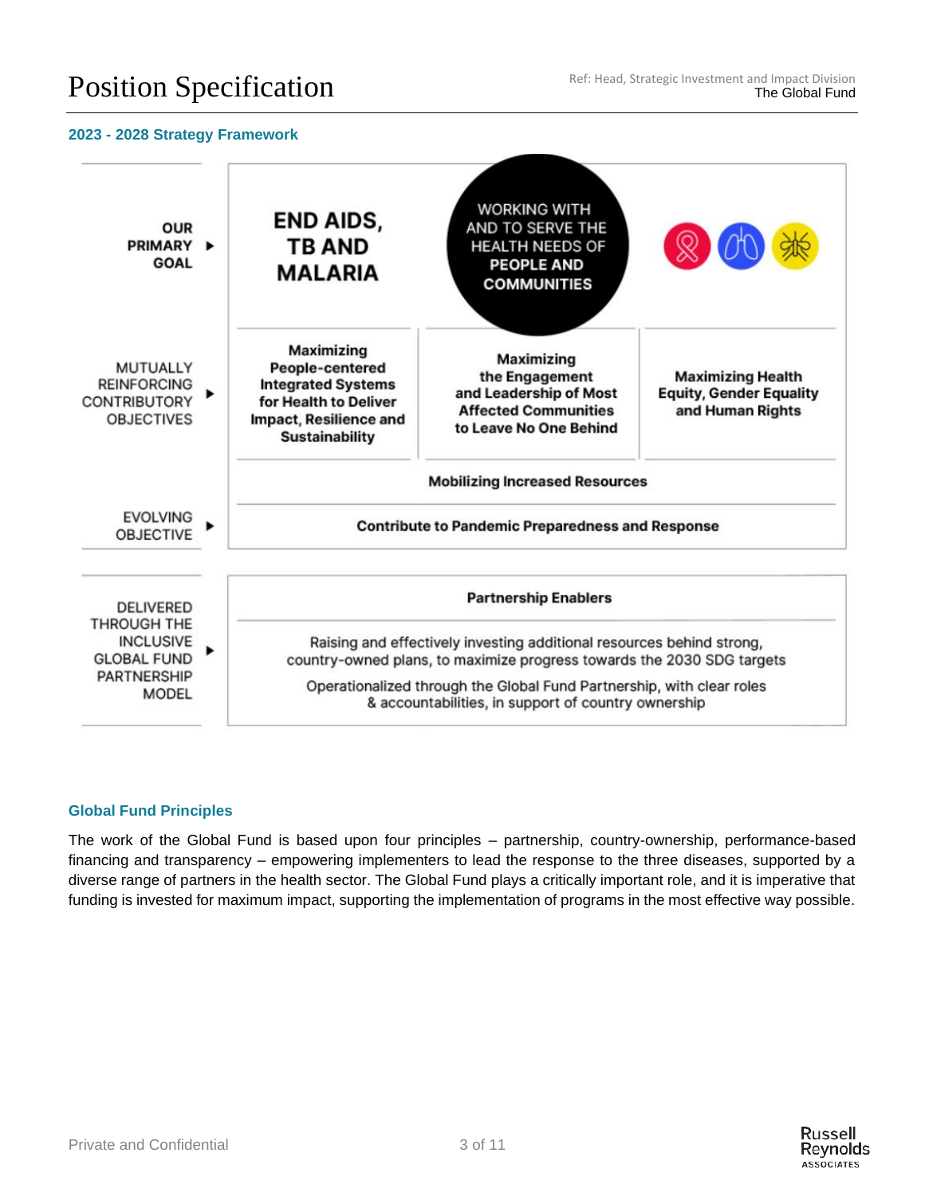## 2023 - 2028 Strategy Framework

| | | | |
|---|---|---|---|
| OUR PRIMARY GOAL ▶ | END AIDS, TB AND MALARIA | WORKING WITH AND TO SERVE THE HEALTH NEEDS OF PEOPLE AND COMMUNITIES | |
| MUTUALLY REINFORCING CONTRIBUTORY OBJECTIVES ▶ | Maximizing People-centered Integrated Systems for Health to Deliver Impact, Resilience and Sustainability | Maximizing the Engagement and Leadership of Most Affected Communities to Leave No One Behind | Maximizing Health Equity, Gender Equality and Human Rights |
| | Mobilizing Increased Resources | | |
| EVOLVING OBJECTIVE ▶ | Contribute to Pandemic Preparedness and Response | | |

| | |
|---|---|
| DELIVERED THROUGH THE INCLUSIVE GLOBAL FUND PARTNERSHIP MODEL ▶ | **Partnership Enablers** |
| | Raising and effectively investing additional resources behind strong, country-owned plans, to maximize progress towards the 2030 SDG targets |
| | Operationalized through the Global Fund Partnership, with clear roles & accountabilities, in support of country ownership |

## Global Fund Principles

The work of the Global Fund is based upon four principles – partnership, country-ownership, performance-based financing and transparency – empowering implementers to lead the response to the three diseases, supported by a diverse range of partners in the health sector. The Global Fund plays a critically important role, and it is imperative that funding is invested for maximum impact, supporting the implementation of programs in the most effective way possible.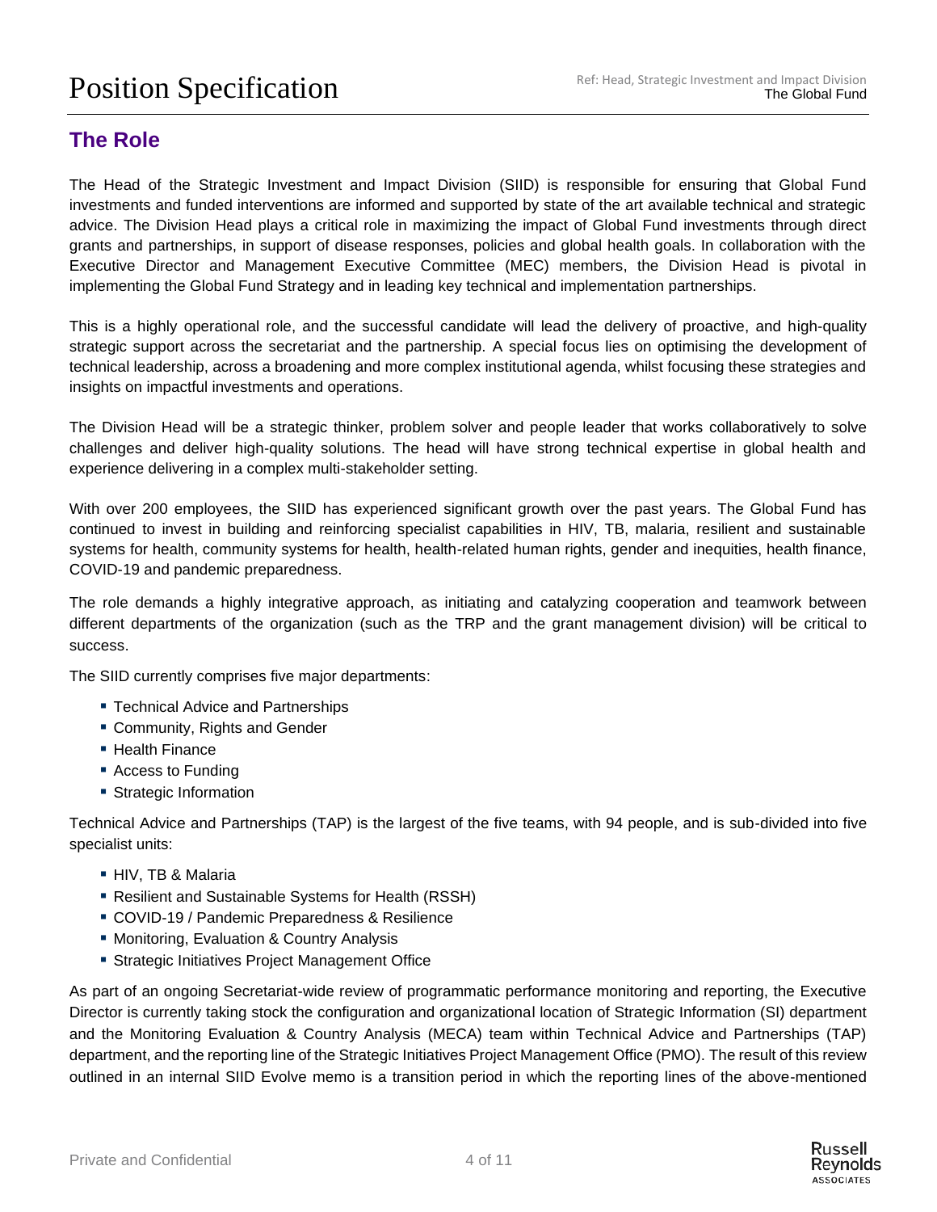## The Role

The Head of the Strategic Investment and Impact Division (SIID) is responsible for ensuring that Global Fund investments and funded interventions are informed and supported by state of the art available technical and strategic advice. The Division Head plays a critical role in maximizing the impact of Global Fund investments through direct grants and partnerships, in support of disease responses, policies and global health goals. In collaboration with the Executive Director and Management Executive Committee (MEC) members, the Division Head is pivotal in implementing the Global Fund Strategy and in leading key technical and implementation partnerships.

This is a highly operational role, and the successful candidate will lead the delivery of proactive, and high-quality strategic support across the secretariat and the partnership. A special focus lies on optimising the development of technical leadership, across a broadening and more complex institutional agenda, whilst focusing these strategies and insights on impactful investments and operations.

The Division Head will be a strategic thinker, problem solver and people leader that works collaboratively to solve challenges and deliver high-quality solutions. The head will have strong technical expertise in global health and experience delivering in a complex multi-stakeholder setting.

With over 200 employees, the SIID has experienced significant growth over the past years. The Global Fund has continued to invest in building and reinforcing specialist capabilities in HIV, TB, malaria, resilient and sustainable systems for health, community systems for health, health-related human rights, gender and inequities, health finance, COVID-19 and pandemic preparedness.

The role demands a highly integrative approach, as initiating and catalyzing cooperation and teamwork between different departments of the organization (such as the TRP and the grant management division) will be critical to success.

The SIID currently comprises five major departments:

- Technical Advice and Partnerships
- Community, Rights and Gender
- Health Finance
- Access to Funding
- Strategic Information

Technical Advice and Partnerships (TAP) is the largest of the five teams, with 94 people, and is sub-divided into five specialist units:

- HIV, TB & Malaria
- Resilient and Sustainable Systems for Health (RSSH)
- COVID-19 / Pandemic Preparedness & Resilience
- Monitoring, Evaluation & Country Analysis
- Strategic Initiatives Project Management Office

As part of an ongoing Secretariat-wide review of programmatic performance monitoring and reporting, the Executive Director is currently taking stock the configuration and organizational location of Strategic Information (SI) department and the Monitoring Evaluation & Country Analysis (MECA) team within Technical Advice and Partnerships (TAP) department, and the reporting line of the Strategic Initiatives Project Management Office (PMO). The result of this review outlined in an internal SIID Evolve memo is a transition period in which the reporting lines of the above-mentioned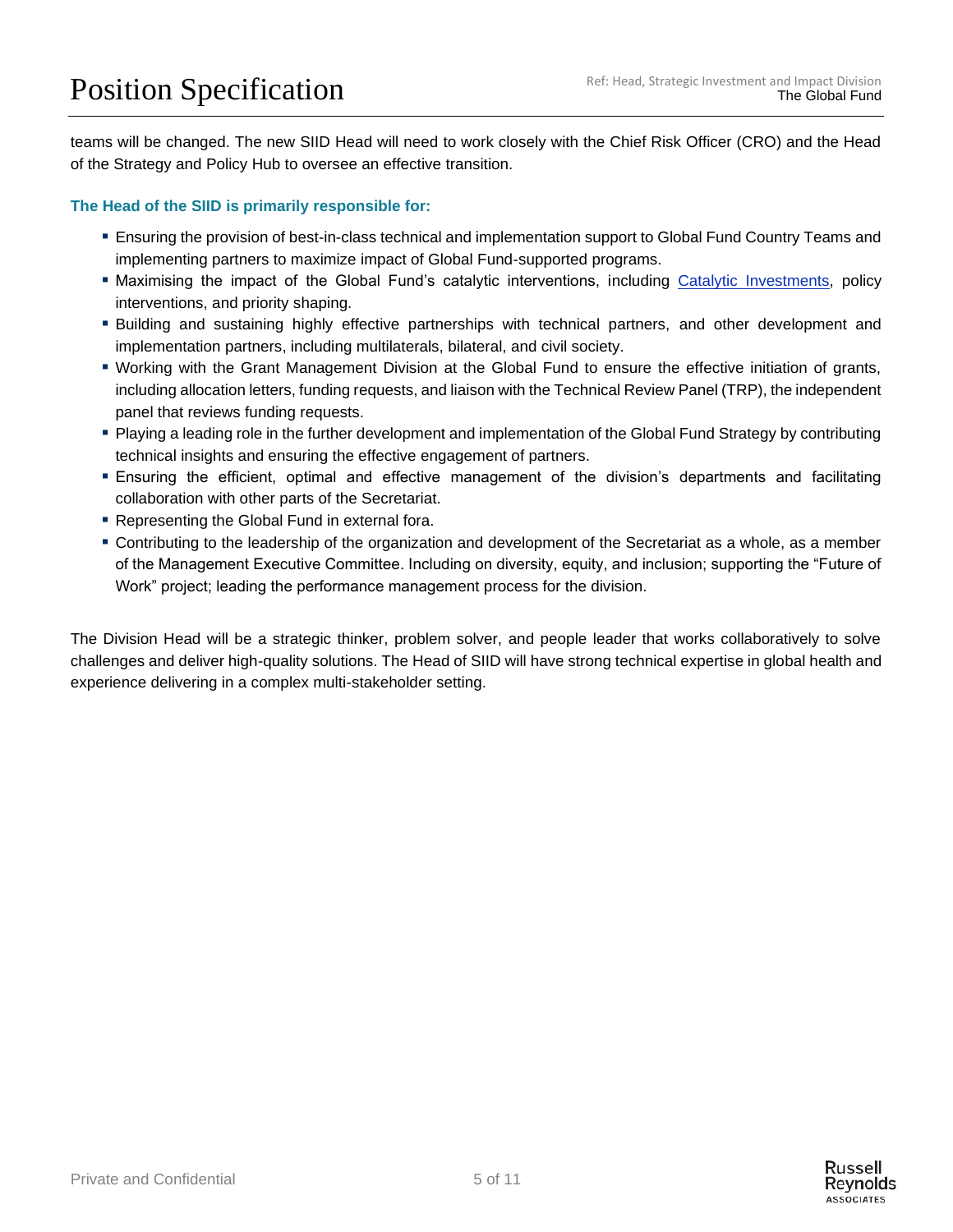teams will be changed. The new SIID Head will need to work closely with the Chief Risk Officer (CRO) and the Head of the Strategy and Policy Hub to oversee an effective transition.

**The Head of the SIID is primarily responsible for:**

- Ensuring the provision of best-in-class technical and implementation support to Global Fund Country Teams and implementing partners to maximize impact of Global Fund-supported programs.
- Maximising the impact of the Global Fund's catalytic interventions, including Catalytic Investments, policy interventions, and priority shaping.
- Building and sustaining highly effective partnerships with technical partners, and other development and implementation partners, including multilaterals, bilateral, and civil society.
- Working with the Grant Management Division at the Global Fund to ensure the effective initiation of grants, including allocation letters, funding requests, and liaison with the Technical Review Panel (TRP), the independent panel that reviews funding requests.
- Playing a leading role in the further development and implementation of the Global Fund Strategy by contributing technical insights and ensuring the effective engagement of partners.
- Ensuring the efficient, optimal and effective management of the division's departments and facilitating collaboration with other parts of the Secretariat.
- Representing the Global Fund in external fora.
- Contributing to the leadership of the organization and development of the Secretariat as a whole, as a member of the Management Executive Committee. Including on diversity, equity, and inclusion; supporting the "Future of Work" project; leading the performance management process for the division.

The Division Head will be a strategic thinker, problem solver, and people leader that works collaboratively to solve challenges and deliver high-quality solutions. The Head of SIID will have strong technical expertise in global health and experience delivering in a complex multi-stakeholder setting.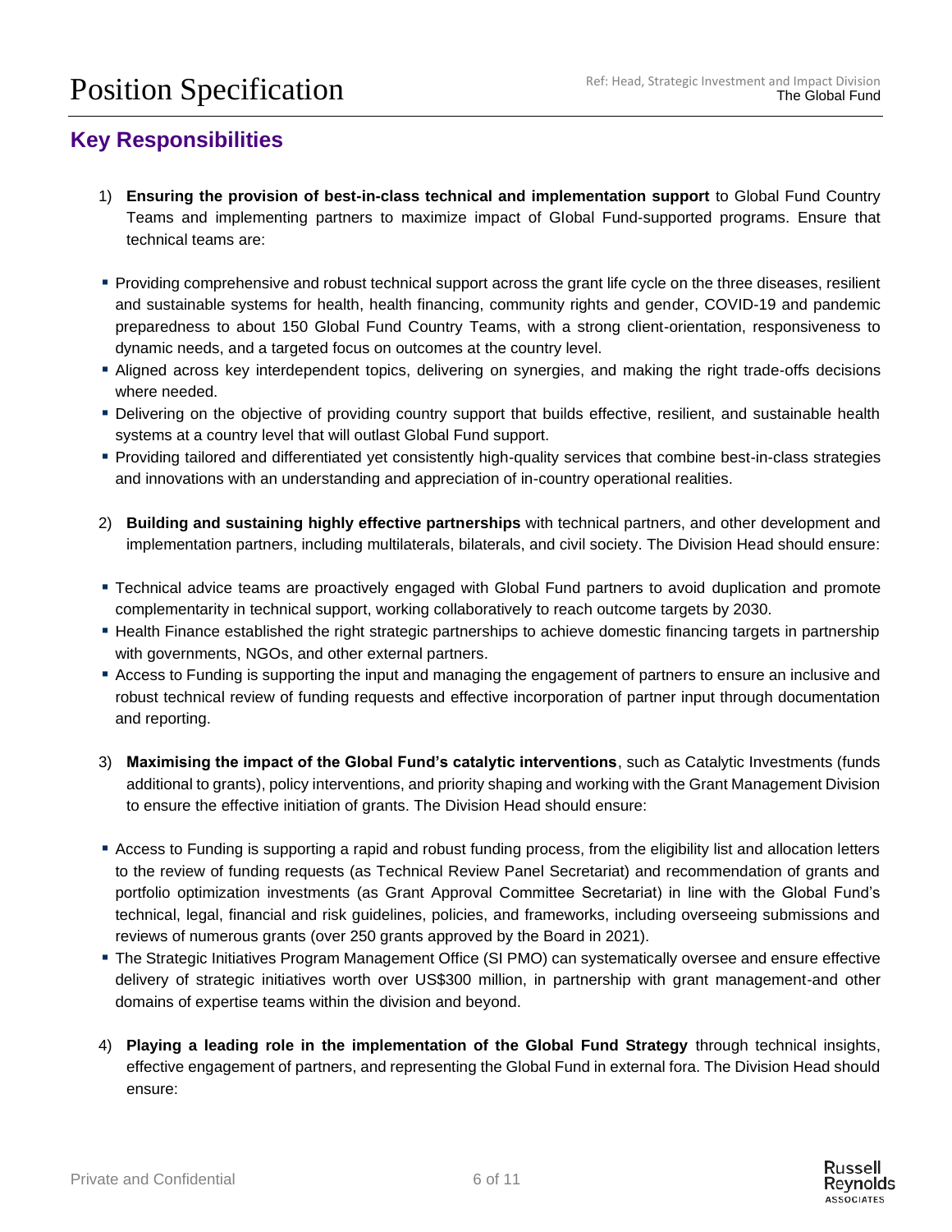## Key Responsibilities

1) **Ensuring the provision of best-in-class technical and implementation support** to Global Fund Country Teams and implementing partners to maximize impact of Global Fund-supported programs. Ensure that technical teams are:

- Providing comprehensive and robust technical support across the grant life cycle on the three diseases, resilient and sustainable systems for health, health financing, community rights and gender, COVID-19 and pandemic preparedness to about 150 Global Fund Country Teams, with a strong client-orientation, responsiveness to dynamic needs, and a targeted focus on outcomes at the country level.
- Aligned across key interdependent topics, delivering on synergies, and making the right trade-offs decisions where needed.
- Delivering on the objective of providing country support that builds effective, resilient, and sustainable health systems at a country level that will outlast Global Fund support.
- Providing tailored and differentiated yet consistently high-quality services that combine best-in-class strategies and innovations with an understanding and appreciation of in-country operational realities.

2) **Building and sustaining highly effective partnerships** with technical partners, and other development and implementation partners, including multilaterals, bilaterals, and civil society. The Division Head should ensure:

- Technical advice teams are proactively engaged with Global Fund partners to avoid duplication and promote complementarity in technical support, working collaboratively to reach outcome targets by 2030.
- Health Finance established the right strategic partnerships to achieve domestic financing targets in partnership with governments, NGOs, and other external partners.
- Access to Funding is supporting the input and managing the engagement of partners to ensure an inclusive and robust technical review of funding requests and effective incorporation of partner input through documentation and reporting.

3) **Maximising the impact of the Global Fund's catalytic interventions**, such as Catalytic Investments (funds additional to grants), policy interventions, and priority shaping and working with the Grant Management Division to ensure the effective initiation of grants. The Division Head should ensure:

- Access to Funding is supporting a rapid and robust funding process, from the eligibility list and allocation letters to the review of funding requests (as Technical Review Panel Secretariat) and recommendation of grants and portfolio optimization investments (as Grant Approval Committee Secretariat) in line with the Global Fund's technical, legal, financial and risk guidelines, policies, and frameworks, including overseeing submissions and reviews of numerous grants (over 250 grants approved by the Board in 2021).
- The Strategic Initiatives Program Management Office (SI PMO) can systematically oversee and ensure effective delivery of strategic initiatives worth over US$300 million, in partnership with grant management-and other domains of expertise teams within the division and beyond.

4) **Playing a leading role in the implementation of the Global Fund Strategy** through technical insights, effective engagement of partners, and representing the Global Fund in external fora. The Division Head should ensure: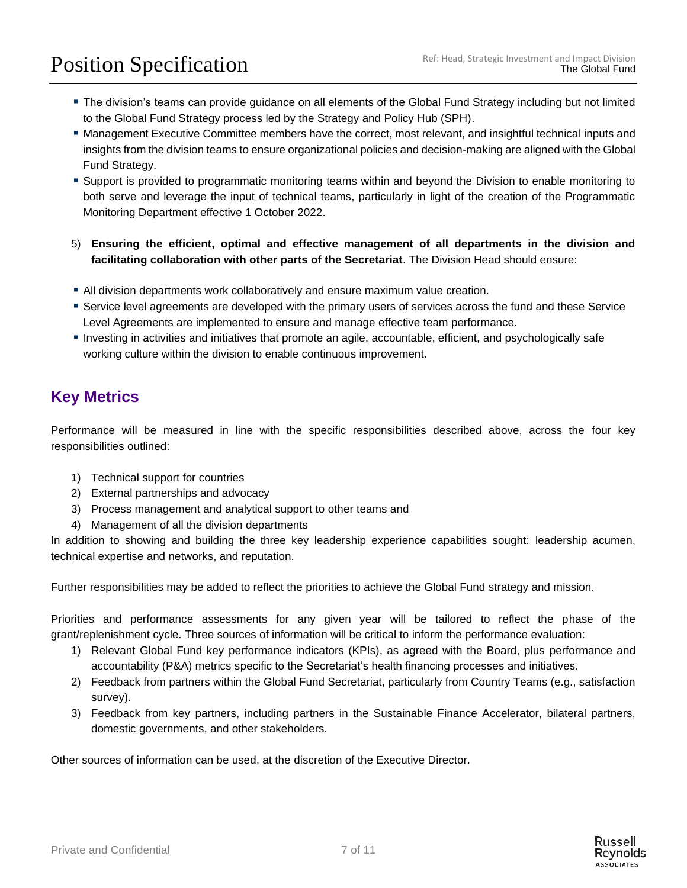- The division's teams can provide guidance on all elements of the Global Fund Strategy including but not limited to the Global Fund Strategy process led by the Strategy and Policy Hub (SPH).
- Management Executive Committee members have the correct, most relevant, and insightful technical inputs and insights from the division teams to ensure organizational policies and decision-making are aligned with the Global Fund Strategy.
- Support is provided to programmatic monitoring teams within and beyond the Division to enable monitoring to both serve and leverage the input of technical teams, particularly in light of the creation of the Programmatic Monitoring Department effective 1 October 2022.

5) **Ensuring the efficient, optimal and effective management of all departments in the division and facilitating collaboration with other parts of the Secretariat**. The Division Head should ensure:

- All division departments work collaboratively and ensure maximum value creation.
- Service level agreements are developed with the primary users of services across the fund and these Service Level Agreements are implemented to ensure and manage effective team performance.
- Investing in activities and initiatives that promote an agile, accountable, efficient, and psychologically safe working culture within the division to enable continuous improvement.

## Key Metrics

Performance will be measured in line with the specific responsibilities described above, across the four key responsibilities outlined:

1) Technical support for countries
2) External partnerships and advocacy
3) Process management and analytical support to other teams and
4) Management of all the division departments

In addition to showing and building the three key leadership experience capabilities sought: leadership acumen, technical expertise and networks, and reputation.

Further responsibilities may be added to reflect the priorities to achieve the Global Fund strategy and mission.

Priorities and performance assessments for any given year will be tailored to reflect the phase of the grant/replenishment cycle. Three sources of information will be critical to inform the performance evaluation:

1) Relevant Global Fund key performance indicators (KPIs), as agreed with the Board, plus performance and accountability (P&A) metrics specific to the Secretariat's health financing processes and initiatives.
2) Feedback from partners within the Global Fund Secretariat, particularly from Country Teams (e.g., satisfaction survey).
3) Feedback from key partners, including partners in the Sustainable Finance Accelerator, bilateral partners, domestic governments, and other stakeholders.

Other sources of information can be used, at the discretion of the Executive Director.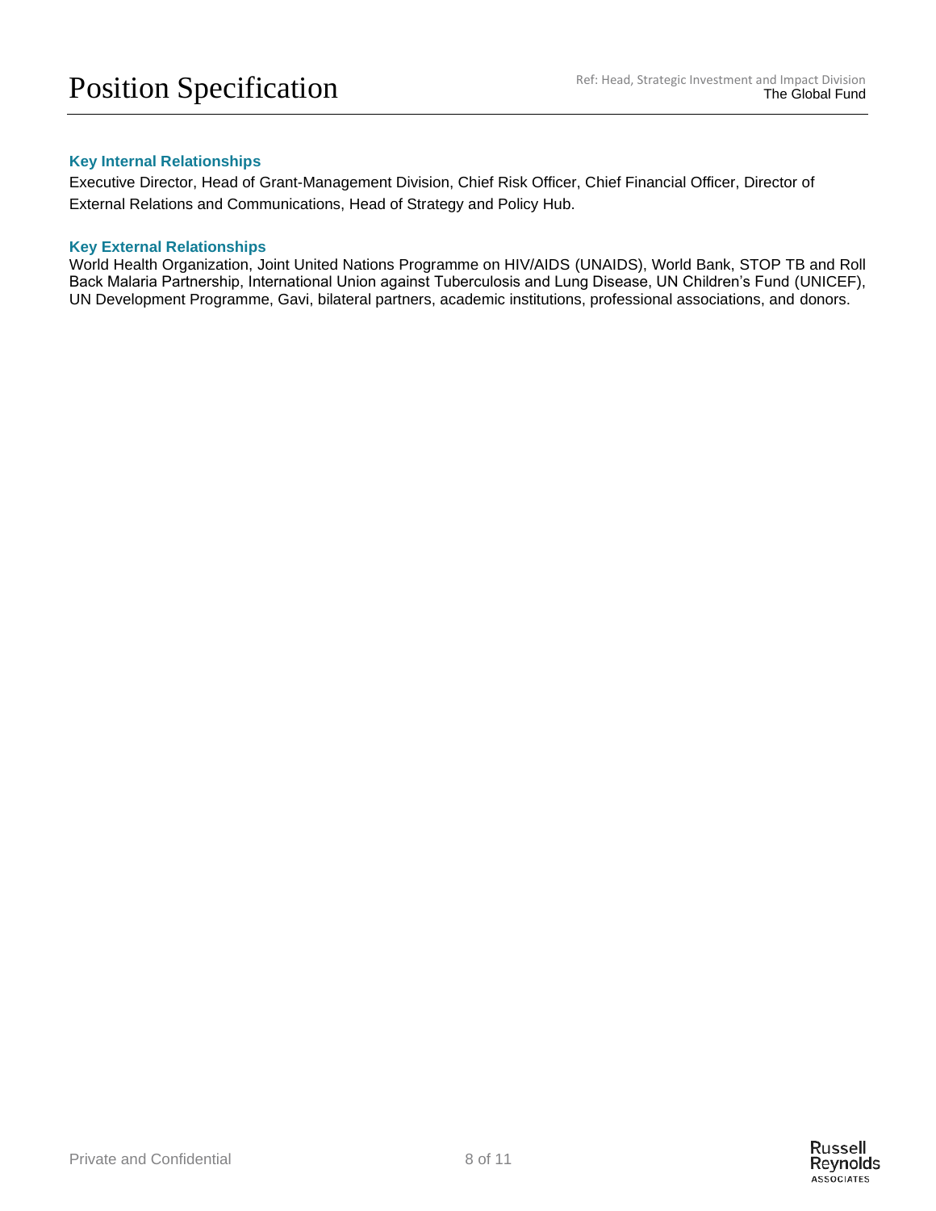### Key Internal Relationships

Executive Director, Head of Grant-Management Division, Chief Risk Officer, Chief Financial Officer, Director of External Relations and Communications, Head of Strategy and Policy Hub.

### Key External Relationships

World Health Organization, Joint United Nations Programme on HIV/AIDS (UNAIDS), World Bank, STOP TB and Roll Back Malaria Partnership, International Union against Tuberculosis and Lung Disease, UN Children's Fund (UNICEF), UN Development Programme, Gavi, bilateral partners, academic institutions, professional associations, and donors.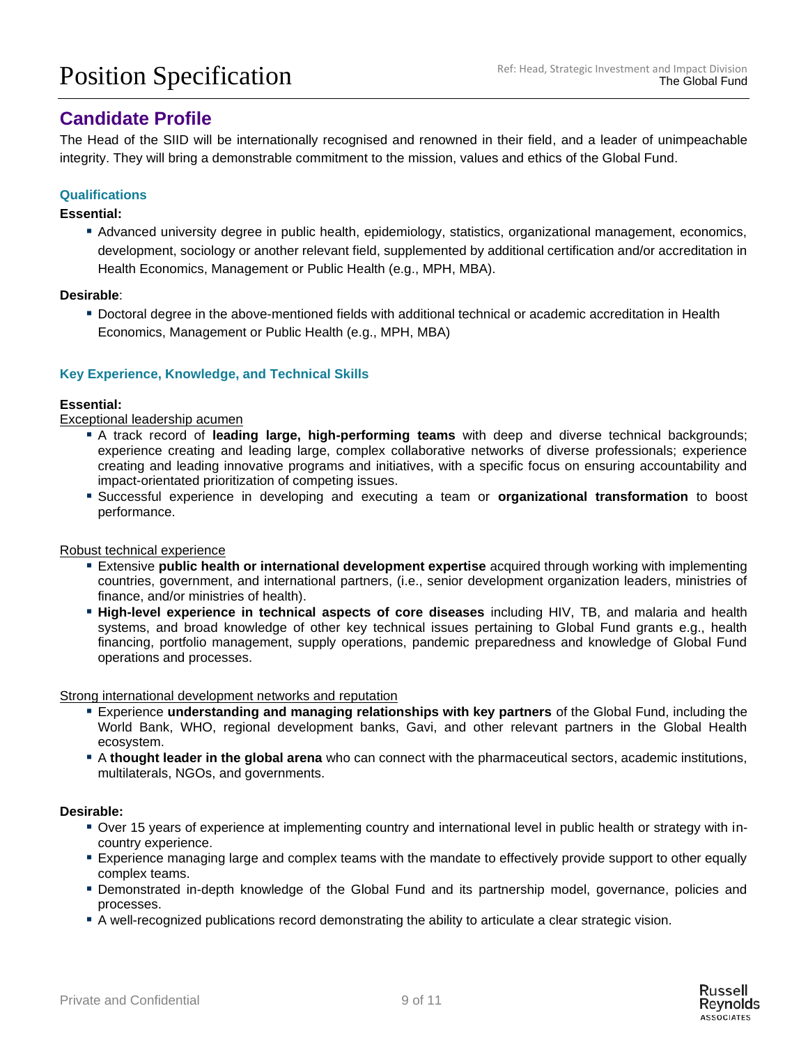## Candidate Profile

The Head of the SIID will be internationally recognised and renowned in their field, and a leader of unimpeachable integrity. They will bring a demonstrable commitment to the mission, values and ethics of the Global Fund.

### Qualifications

**Essential:**

- Advanced university degree in public health, epidemiology, statistics, organizational management, economics, development, sociology or another relevant field, supplemented by additional certification and/or accreditation in Health Economics, Management or Public Health (e.g., MPH, MBA).

**Desirable**:

- Doctoral degree in the above-mentioned fields with additional technical or academic accreditation in Health Economics, Management or Public Health (e.g., MPH, MBA)

### Key Experience, Knowledge, and Technical Skills

**Essential:**

Exceptional leadership acumen

- A track record of **leading large, high-performing teams** with deep and diverse technical backgrounds; experience creating and leading large, complex collaborative networks of diverse professionals; experience creating and leading innovative programs and initiatives, with a specific focus on ensuring accountability and impact-orientated prioritization of competing issues.
- Successful experience in developing and executing a team or **organizational transformation** to boost performance.

Robust technical experience

- Extensive **public health or international development expertise** acquired through working with implementing countries, government, and international partners, (i.e., senior development organization leaders, ministries of finance, and/or ministries of health).
- **High-level experience in technical aspects of core diseases** including HIV, TB, and malaria and health systems, and broad knowledge of other key technical issues pertaining to Global Fund grants e.g., health financing, portfolio management, supply operations, pandemic preparedness and knowledge of Global Fund operations and processes.

Strong international development networks and reputation

- Experience **understanding and managing relationships with key partners** of the Global Fund, including the World Bank, WHO, regional development banks, Gavi, and other relevant partners in the Global Health ecosystem.
- A **thought leader in the global arena** who can connect with the pharmaceutical sectors, academic institutions, multilaterals, NGOs, and governments.

**Desirable:**

- Over 15 years of experience at implementing country and international level in public health or strategy with in-country experience.
- Experience managing large and complex teams with the mandate to effectively provide support to other equally complex teams.
- Demonstrated in-depth knowledge of the Global Fund and its partnership model, governance, policies and processes.
- A well-recognized publications record demonstrating the ability to articulate a clear strategic vision.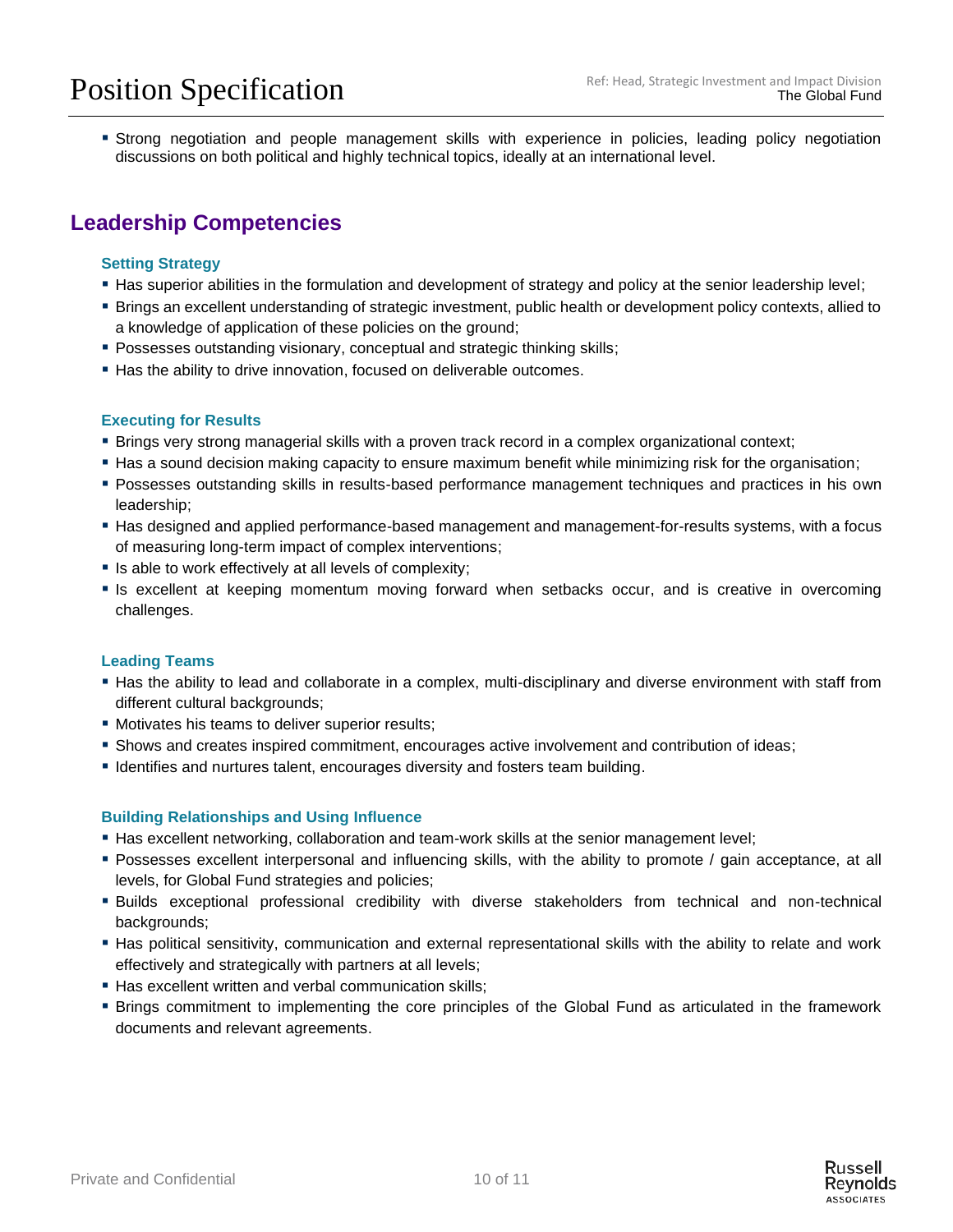- Strong negotiation and people management skills with experience in policies, leading policy negotiation discussions on both political and highly technical topics, ideally at an international level.

## Leadership Competencies

### Setting Strategy

- Has superior abilities in the formulation and development of strategy and policy at the senior leadership level;
- Brings an excellent understanding of strategic investment, public health or development policy contexts, allied to a knowledge of application of these policies on the ground;
- Possesses outstanding visionary, conceptual and strategic thinking skills;
- Has the ability to drive innovation, focused on deliverable outcomes.

### Executing for Results

- Brings very strong managerial skills with a proven track record in a complex organizational context;
- Has a sound decision making capacity to ensure maximum benefit while minimizing risk for the organisation;
- Possesses outstanding skills in results-based performance management techniques and practices in his own leadership;
- Has designed and applied performance-based management and management-for-results systems, with a focus of measuring long-term impact of complex interventions;
- Is able to work effectively at all levels of complexity;
- Is excellent at keeping momentum moving forward when setbacks occur, and is creative in overcoming challenges.

### Leading Teams

- Has the ability to lead and collaborate in a complex, multi-disciplinary and diverse environment with staff from different cultural backgrounds;
- Motivates his teams to deliver superior results;
- Shows and creates inspired commitment, encourages active involvement and contribution of ideas;
- Identifies and nurtures talent, encourages diversity and fosters team building.

### Building Relationships and Using Influence

- Has excellent networking, collaboration and team-work skills at the senior management level;
- Possesses excellent interpersonal and influencing skills, with the ability to promote / gain acceptance, at all levels, for Global Fund strategies and policies;
- Builds exceptional professional credibility with diverse stakeholders from technical and non-technical backgrounds;
- Has political sensitivity, communication and external representational skills with the ability to relate and work effectively and strategically with partners at all levels;
- Has excellent written and verbal communication skills;
- Brings commitment to implementing the core principles of the Global Fund as articulated in the framework documents and relevant agreements.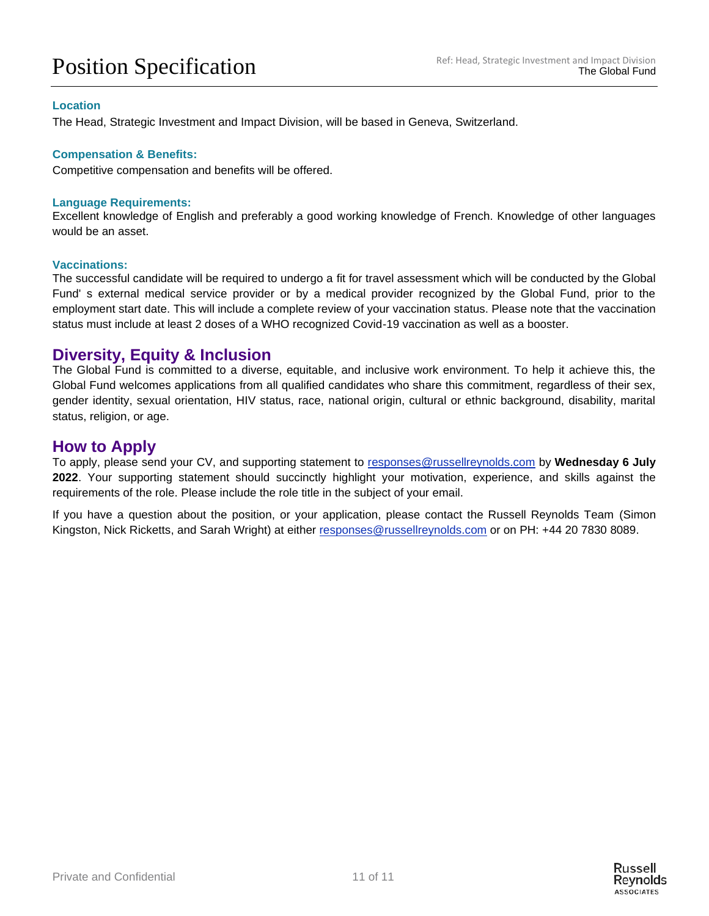### Location

The Head, Strategic Investment and Impact Division, will be based in Geneva, Switzerland.

### Compensation & Benefits:

Competitive compensation and benefits will be offered.

### Language Requirements:

Excellent knowledge of English and preferably a good working knowledge of French. Knowledge of other languages would be an asset.

### Vaccinations:

The successful candidate will be required to undergo a fit for travel assessment which will be conducted by the Global Fund' s external medical service provider or by a medical provider recognized by the Global Fund, prior to the employment start date. This will include a complete review of your vaccination status. Please note that the vaccination status must include at least 2 doses of a WHO recognized Covid-19 vaccination as well as a booster.

## Diversity, Equity & Inclusion

The Global Fund is committed to a diverse, equitable, and inclusive work environment. To help it achieve this, the Global Fund welcomes applications from all qualified candidates who share this commitment, regardless of their sex, gender identity, sexual orientation, HIV status, race, national origin, cultural or ethnic background, disability, marital status, religion, or age.

## How to Apply

To apply, please send your CV, and supporting statement to responses@russellreynolds.com by **Wednesday 6 July 2022**. Your supporting statement should succinctly highlight your motivation, experience, and skills against the requirements of the role. Please include the role title in the subject of your email.

If you have a question about the position, or your application, please contact the Russell Reynolds Team (Simon Kingston, Nick Ricketts, and Sarah Wright) at either responses@russellreynolds.com or on PH: +44 20 7830 8089.